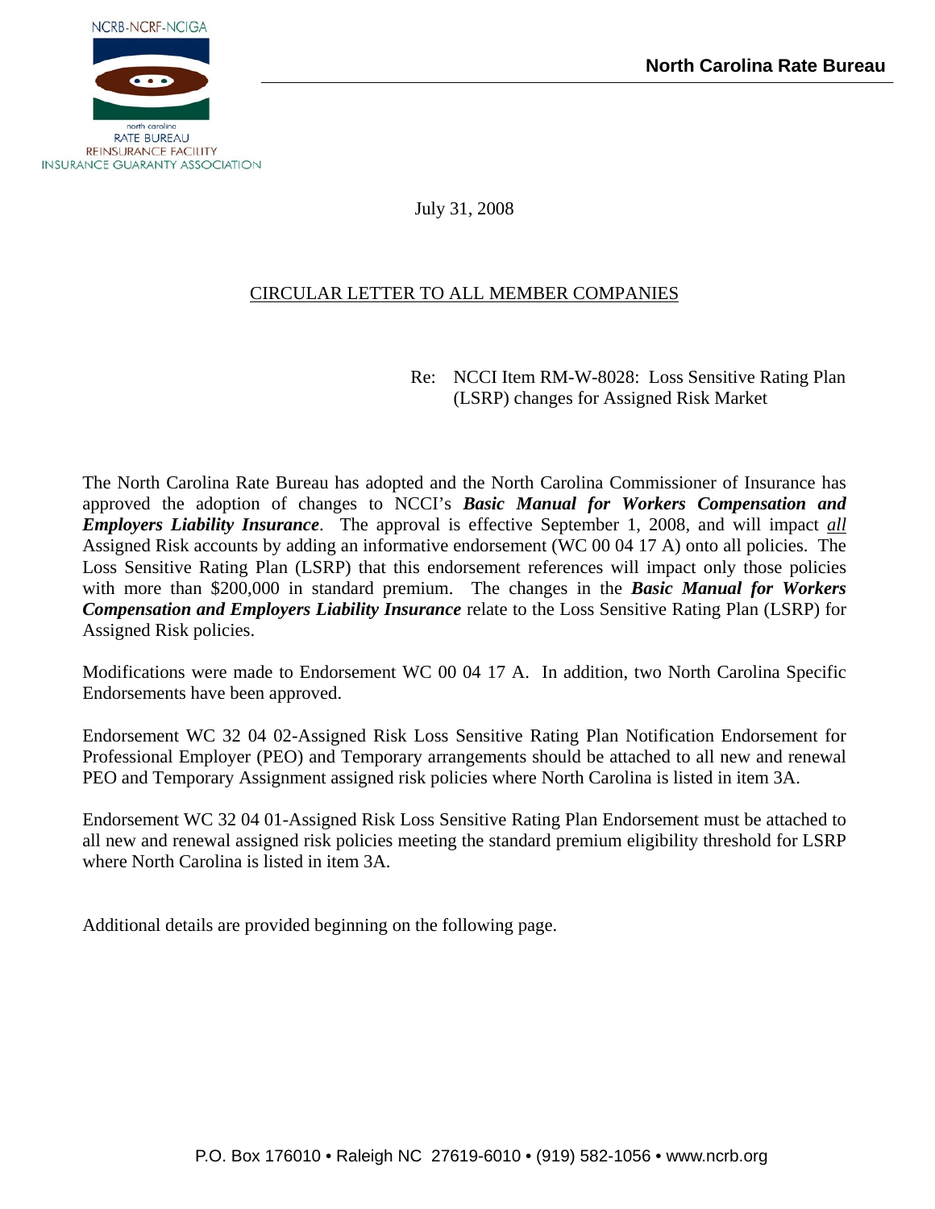NCRB-NCRF-NCIGA

north carolina
RATE BUREAU
REINSURANCE FACILITY
INSURANCE GUARANTY ASSOCIATION

**North Carolina Rate Bureau**

July 31, 2008

CIRCULAR LETTER TO ALL MEMBER COMPANIES

Re: NCCI Item RM-W-8028: Loss Sensitive Rating Plan (LSRP) changes for Assigned Risk Market

The North Carolina Rate Bureau has adopted and the North Carolina Commissioner of Insurance has approved the adoption of changes to NCCI's ***Basic Manual for Workers Compensation and Employers Liability Insurance***. The approval is effective September 1, 2008, and will impact *all* Assigned Risk accounts by adding an informative endorsement (WC 00 04 17 A) onto all policies. The Loss Sensitive Rating Plan (LSRP) that this endorsement references will impact only those policies with more than $200,000 in standard premium. The changes in the ***Basic Manual for Workers Compensation and Employers Liability Insurance*** relate to the Loss Sensitive Rating Plan (LSRP) for Assigned Risk policies.

Modifications were made to Endorsement WC 00 04 17 A. In addition, two North Carolina Specific Endorsements have been approved.

Endorsement WC 32 04 02-Assigned Risk Loss Sensitive Rating Plan Notification Endorsement for Professional Employer (PEO) and Temporary arrangements should be attached to all new and renewal PEO and Temporary Assignment assigned risk policies where North Carolina is listed in item 3A.

Endorsement WC 32 04 01-Assigned Risk Loss Sensitive Rating Plan Endorsement must be attached to all new and renewal assigned risk policies meeting the standard premium eligibility threshold for LSRP where North Carolina is listed in item 3A.

Additional details are provided beginning on the following page.

P.O. Box 176010 • Raleigh NC 27619-6010 • (919) 582-1056 • www.ncrb.org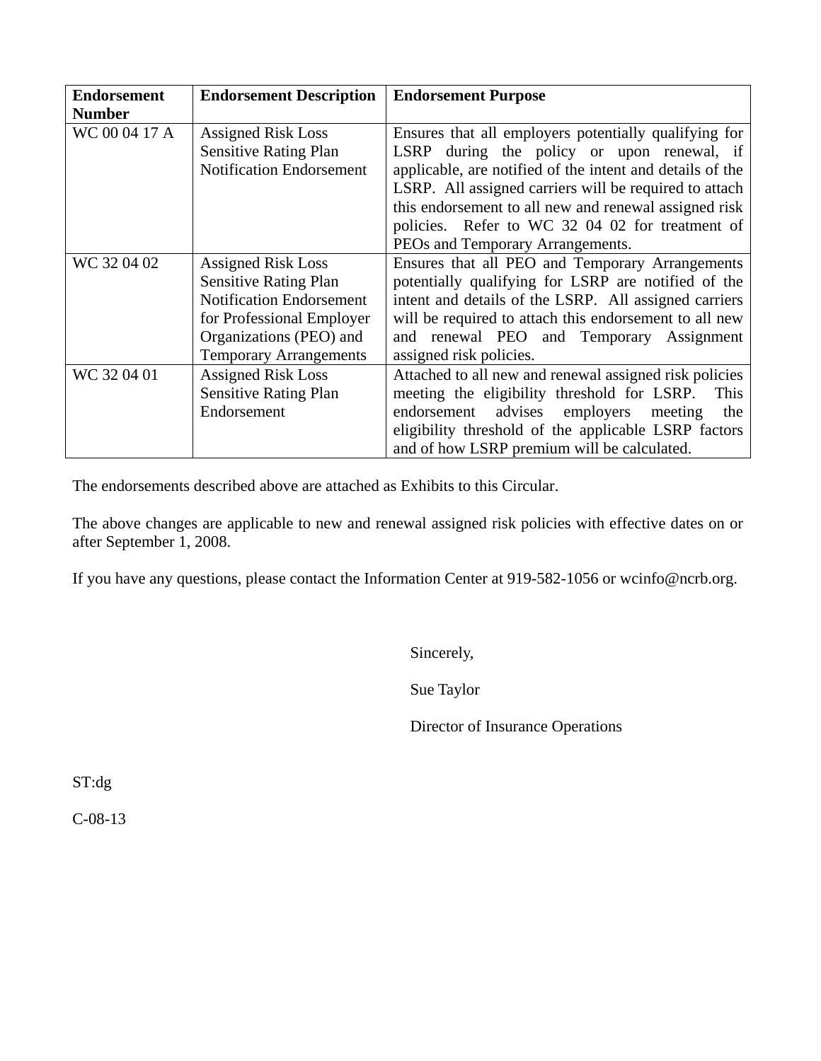| Endorsement Number | Endorsement Description | Endorsement Purpose |
|---|---|---|
| WC 00 04 17 A | Assigned Risk Loss Sensitive Rating Plan Notification Endorsement | Ensures that all employers potentially qualifying for LSRP during the policy or upon renewal, if applicable, are notified of the intent and details of the LSRP. All assigned carriers will be required to attach this endorsement to all new and renewal assigned risk policies. Refer to WC 32 04 02 for treatment of PEOs and Temporary Arrangements. |
| WC 32 04 02 | Assigned Risk Loss Sensitive Rating Plan Notification Endorsement for Professional Employer Organizations (PEO) and Temporary Arrangements | Ensures that all PEO and Temporary Arrangements potentially qualifying for LSRP are notified of the intent and details of the LSRP. All assigned carriers will be required to attach this endorsement to all new and renewal PEO and Temporary Assignment assigned risk policies. |
| WC 32 04 01 | Assigned Risk Loss Sensitive Rating Plan Endorsement | Attached to all new and renewal assigned risk policies meeting the eligibility threshold for LSRP. This endorsement advises employers meeting the eligibility threshold of the applicable LSRP factors and of how LSRP premium will be calculated. |

The endorsements described above are attached as Exhibits to this Circular.

The above changes are applicable to new and renewal assigned risk policies with effective dates on or after September 1, 2008.

If you have any questions, please contact the Information Center at 919-582-1056 or wcinfo@ncrb.org.

Sincerely,

Sue Taylor

Director of Insurance Operations

ST:dg

C-08-13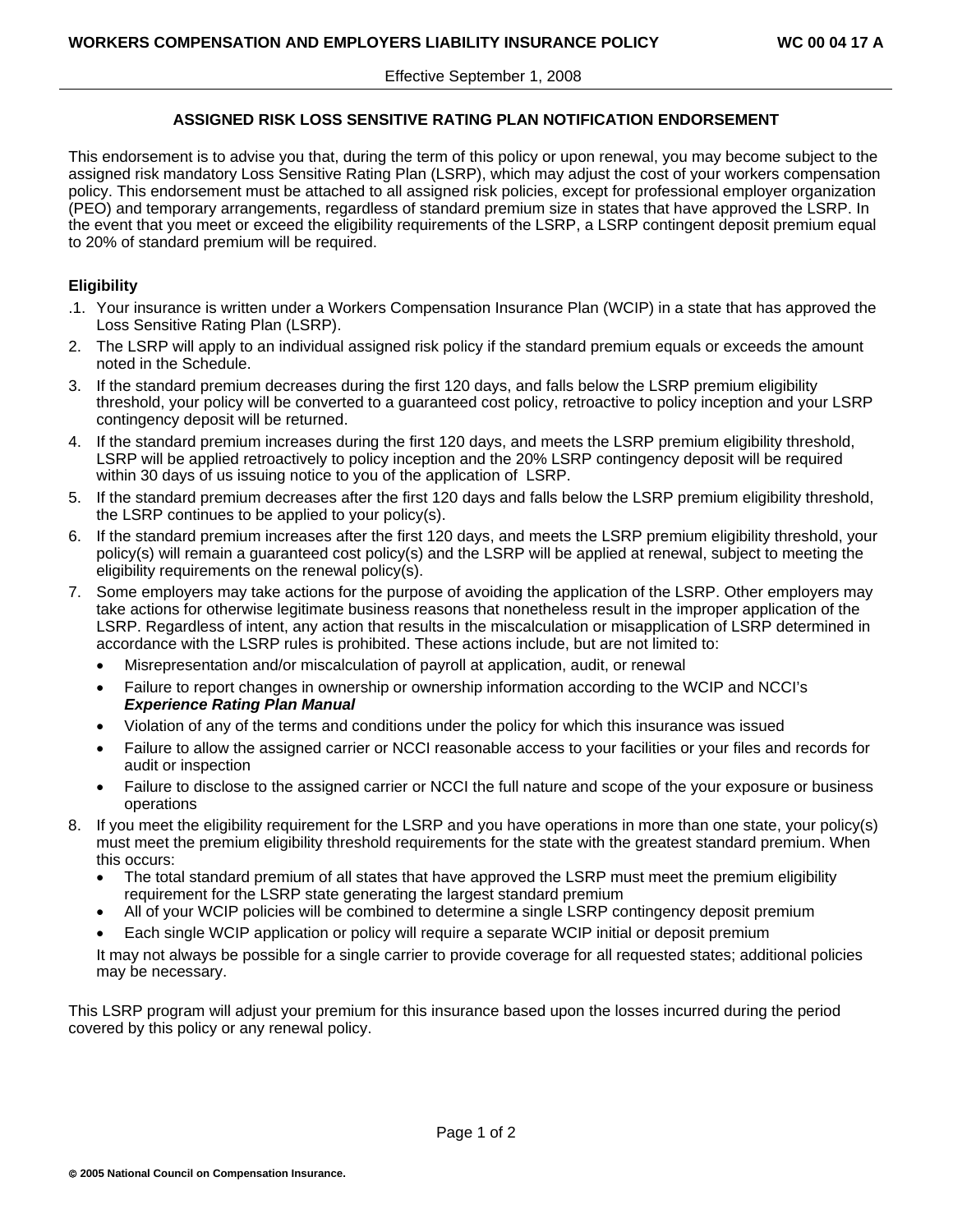**WORKERS COMPENSATION AND EMPLOYERS LIABILITY INSURANCE POLICY** **WC 00 04 17 A**

Effective September 1, 2008

## ASSIGNED RISK LOSS SENSITIVE RATING PLAN NOTIFICATION ENDORSEMENT

This endorsement is to advise you that, during the term of this policy or upon renewal, you may become subject to the assigned risk mandatory Loss Sensitive Rating Plan (LSRP), which may adjust the cost of your workers compensation policy. This endorsement must be attached to all assigned risk policies, except for professional employer organization (PEO) and temporary arrangements, regardless of standard premium size in states that have approved the LSRP. In the event that you meet or exceed the eligibility requirements of the LSRP, a LSRP contingent deposit premium equal to 20% of standard premium will be required.

### Eligibility

1. Your insurance is written under a Workers Compensation Insurance Plan (WCIP) in a state that has approved the Loss Sensitive Rating Plan (LSRP).
2. The LSRP will apply to an individual assigned risk policy if the standard premium equals or exceeds the amount noted in the Schedule.
3. If the standard premium decreases during the first 120 days, and falls below the LSRP premium eligibility threshold, your policy will be converted to a guaranteed cost policy, retroactive to policy inception and your LSRP contingency deposit will be returned.
4. If the standard premium increases during the first 120 days, and meets the LSRP premium eligibility threshold, LSRP will be applied retroactively to policy inception and the 20% LSRP contingency deposit will be required within 30 days of us issuing notice to you of the application of LSRP.
5. If the standard premium decreases after the first 120 days and falls below the LSRP premium eligibility threshold, the LSRP continues to be applied to your policy(s).
6. If the standard premium increases after the first 120 days, and meets the LSRP premium eligibility threshold, your policy(s) will remain a guaranteed cost policy(s) and the LSRP will be applied at renewal, subject to meeting the eligibility requirements on the renewal policy(s).
7. Some employers may take actions for the purpose of avoiding the application of the LSRP. Other employers may take actions for otherwise legitimate business reasons that nonetheless result in the improper application of the LSRP. Regardless of intent, any action that results in the miscalculation or misapplication of LSRP determined in accordance with the LSRP rules is prohibited. These actions include, but are not limited to:
   - Misrepresentation and/or miscalculation of payroll at application, audit, or renewal
   - Failure to report changes in ownership or ownership information according to the WCIP and NCCI's ***Experience Rating Plan Manual***
   - Violation of any of the terms and conditions under the policy for which this insurance was issued
   - Failure to allow the assigned carrier or NCCI reasonable access to your facilities or your files and records for audit or inspection
   - Failure to disclose to the assigned carrier or NCCI the full nature and scope of the your exposure or business operations
8. If you meet the eligibility requirement for the LSRP and you have operations in more than one state, your policy(s) must meet the premium eligibility threshold requirements for the state with the greatest standard premium. When this occurs:
   - The total standard premium of all states that have approved the LSRP must meet the premium eligibility requirement for the LSRP state generating the largest standard premium
   - All of your WCIP policies will be combined to determine a single LSRP contingency deposit premium
   - Each single WCIP application or policy will require a separate WCIP initial or deposit premium

   It may not always be possible for a single carrier to provide coverage for all requested states; additional policies may be necessary.

This LSRP program will adjust your premium for this insurance based upon the losses incurred during the period covered by this policy or any renewal policy.

© 2005 National Council on Compensation Insurance.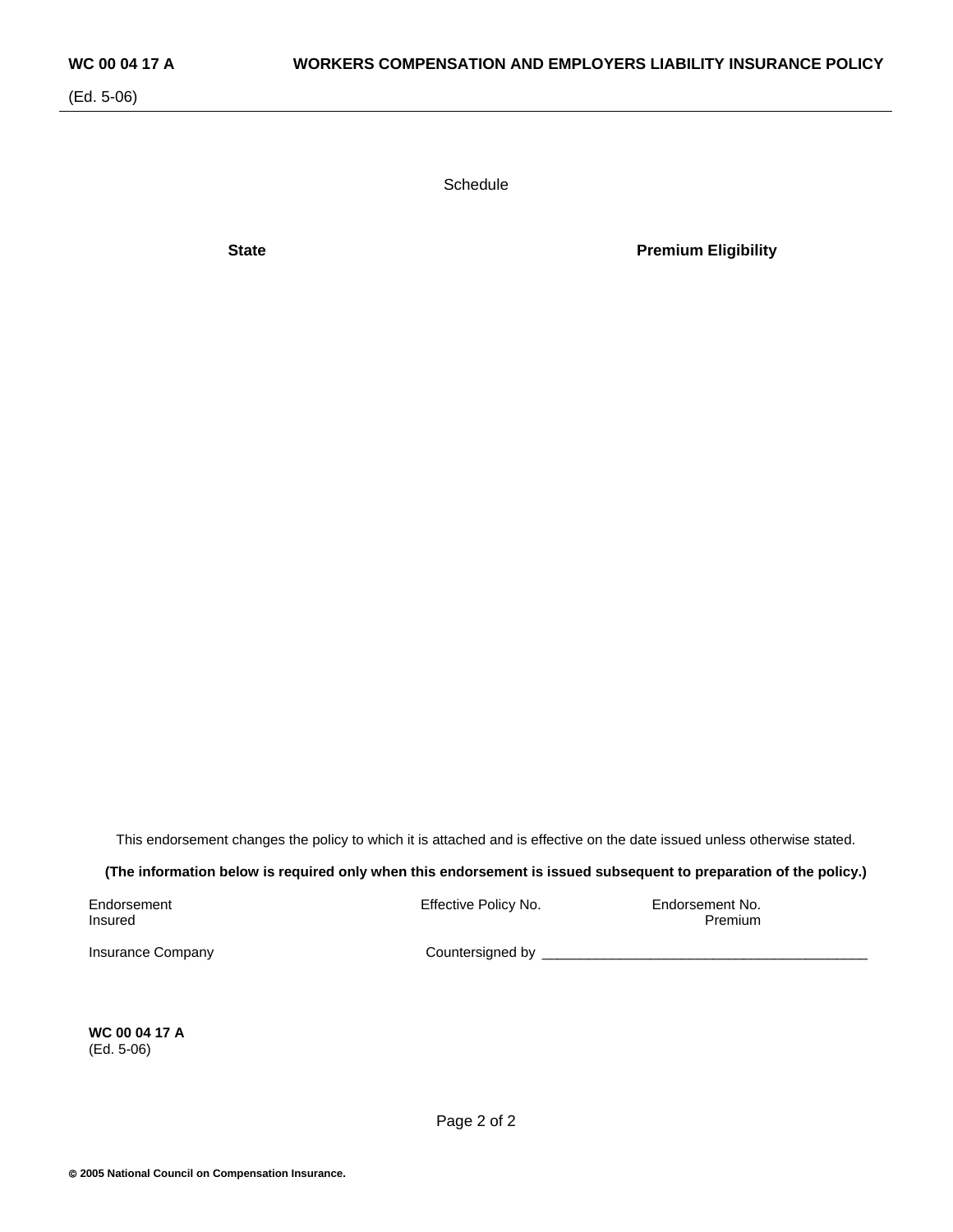Schedule

| State | Premium Eligibility |
|---|---|

This endorsement changes the policy to which it is attached and is effective on the date issued unless otherwise stated.

**(The information below is required only when this endorsement is issued subsequent to preparation of the policy.)**

Endorsement Effective Policy No. Endorsement No.
Insured Premium

Insurance Company Countersigned by ________________________________________

**WC 00 04 17 A**
(Ed. 5-06)

**© 2005 National Council on Compensation Insurance.**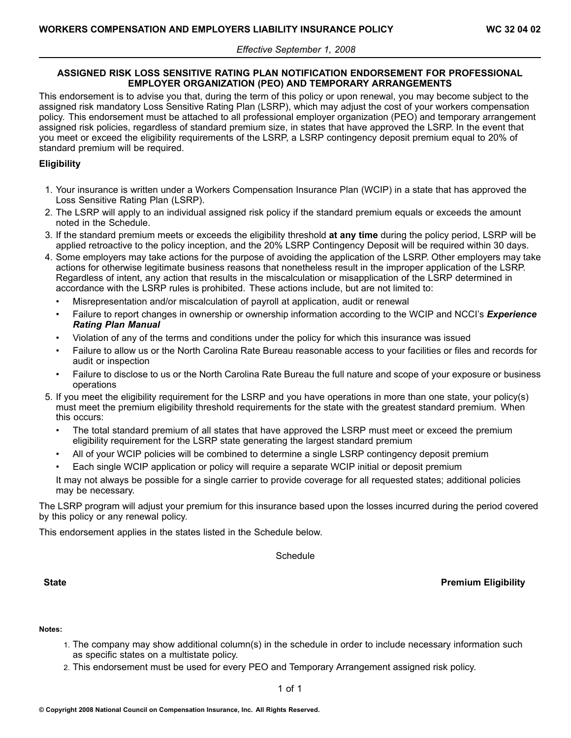WORKERS COMPENSATION AND EMPLOYERS LIABILITY INSURANCE POLICY WC 32 04 02

*Effective September 1, 2008*

## ASSIGNED RISK LOSS SENSITIVE RATING PLAN NOTIFICATION ENDORSEMENT FOR PROFESSIONAL EMPLOYER ORGANIZATION (PEO) AND TEMPORARY ARRANGEMENTS

This endorsement is to advise you that, during the term of this policy or upon renewal, you may become subject to the assigned risk mandatory Loss Sensitive Rating Plan (LSRP), which may adjust the cost of your workers compensation policy. This endorsement must be attached to all professional employer organization (PEO) and temporary arrangement assigned risk policies, regardless of standard premium size, in states that have approved the LSRP. In the event that you meet or exceed the eligibility requirements of the LSRP, a LSRP contingency deposit premium equal to 20% of standard premium will be required.

**Eligibility**

1. Your insurance is written under a Workers Compensation Insurance Plan (WCIP) in a state that has approved the Loss Sensitive Rating Plan (LSRP).
2. The LSRP will apply to an individual assigned risk policy if the standard premium equals or exceeds the amount noted in the Schedule.
3. If the standard premium meets or exceeds the eligibility threshold **at any time** during the policy period, LSRP will be applied retroactive to the policy inception, and the 20% LSRP Contingency Deposit will be required within 30 days.
4. Some employers may take actions for the purpose of avoiding the application of the LSRP. Other employers may take actions for otherwise legitimate business reasons that nonetheless result in the improper application of the LSRP. Regardless of intent, any action that results in the miscalculation or misapplication of the LSRP determined in accordance with the LSRP rules is prohibited. These actions include, but are not limited to:
   - Misrepresentation and/or miscalculation of payroll at application, audit or renewal
   - Failure to report changes in ownership or ownership information according to the WCIP and NCCI's ***Experience Rating Plan Manual***
   - Violation of any of the terms and conditions under the policy for which this insurance was issued
   - Failure to allow us or the North Carolina Rate Bureau reasonable access to your facilities or files and records for audit or inspection
   - Failure to disclose to us or the North Carolina Rate Bureau the full nature and scope of your exposure or business operations
5. If you meet the eligibility requirement for the LSRP and you have operations in more than one state, your policy(s) must meet the premium eligibility threshold requirements for the state with the greatest standard premium. When this occurs:
   - The total standard premium of all states that have approved the LSRP must meet or exceed the premium eligibility requirement for the LSRP state generating the largest standard premium
   - All of your WCIP policies will be combined to determine a single LSRP contingency deposit premium
   - Each single WCIP application or policy will require a separate WCIP initial or deposit premium

   It may not always be possible for a single carrier to provide coverage for all requested states; additional policies may be necessary.

The LSRP program will adjust your premium for this insurance based upon the losses incurred during the period covered by this policy or any renewal policy.

This endorsement applies in the states listed in the Schedule below.

Schedule

| State | Premium Eligibility |
| --- | --- |
| | |

**Notes:**

1. The company may show additional column(s) in the schedule in order to include necessary information such as specific states on a multistate policy.
2. This endorsement must be used for every PEO and Temporary Arrangement assigned risk policy.

© Copyright 2008 National Council on Compensation Insurance, Inc. All Rights Reserved.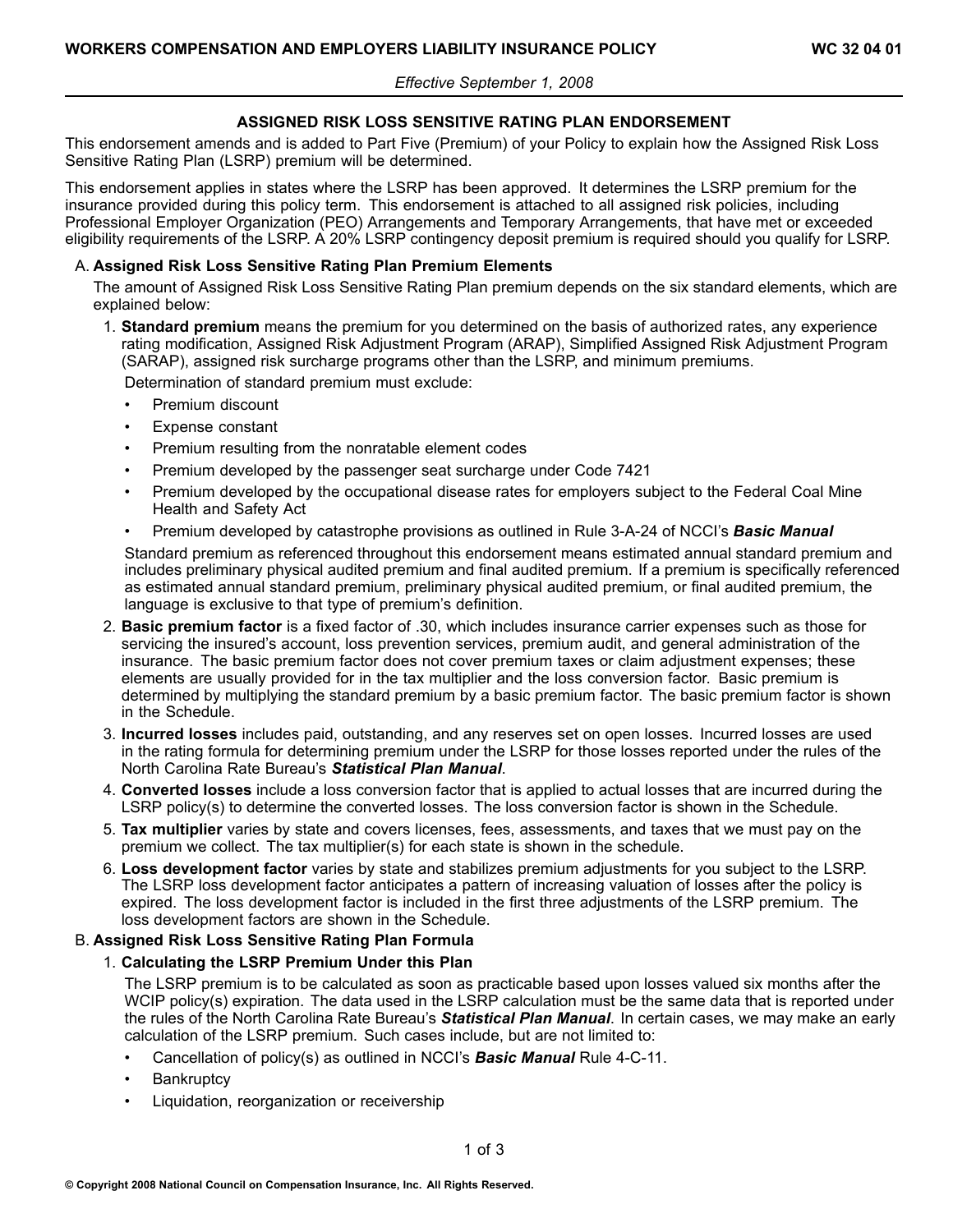**WORKERS COMPENSATION AND EMPLOYERS LIABILITY INSURANCE POLICY** **WC 32 04 01**

*Effective September 1, 2008*

## ASSIGNED RISK LOSS SENSITIVE RATING PLAN ENDORSEMENT

This endorsement amends and is added to Part Five (Premium) of your Policy to explain how the Assigned Risk Loss Sensitive Rating Plan (LSRP) premium will be determined.

This endorsement applies in states where the LSRP has been approved. It determines the LSRP premium for the insurance provided during this policy term. This endorsement is attached to all assigned risk policies, including Professional Employer Organization (PEO) Arrangements and Temporary Arrangements, that have met or exceeded eligibility requirements of the LSRP. A 20% LSRP contingency deposit premium is required should you qualify for LSRP.

A. **Assigned Risk Loss Sensitive Rating Plan Premium Elements**

The amount of Assigned Risk Loss Sensitive Rating Plan premium depends on the six standard elements, which are explained below:

1. **Standard premium** means the premium for you determined on the basis of authorized rates, any experience rating modification, Assigned Risk Adjustment Program (ARAP), Simplified Assigned Risk Adjustment Program (SARAP), assigned risk surcharge programs other than the LSRP, and minimum premiums.

   Determination of standard premium must exclude:

   - Premium discount
   - Expense constant
   - Premium resulting from the nonratable element codes
   - Premium developed by the passenger seat surcharge under Code 7421
   - Premium developed by the occupational disease rates for employers subject to the Federal Coal Mine Health and Safety Act
   - Premium developed by catastrophe provisions as outlined in Rule 3-A-24 of NCCI's ***Basic Manual***

   Standard premium as referenced throughout this endorsement means estimated annual standard premium and includes preliminary physical audited premium and final audited premium. If a premium is specifically referenced as estimated annual standard premium, preliminary physical audited premium, or final audited premium, the language is exclusive to that type of premium's definition.

2. **Basic premium factor** is a fixed factor of .30, which includes insurance carrier expenses such as those for servicing the insured's account, loss prevention services, premium audit, and general administration of the insurance. The basic premium factor does not cover premium taxes or claim adjustment expenses; these elements are usually provided for in the tax multiplier and the loss conversion factor. Basic premium is determined by multiplying the standard premium by a basic premium factor. The basic premium factor is shown in the Schedule.

3. **Incurred losses** includes paid, outstanding, and any reserves set on open losses. Incurred losses are used in the rating formula for determining premium under the LSRP for those losses reported under the rules of the North Carolina Rate Bureau's ***Statistical Plan Manual***.

4. **Converted losses** include a loss conversion factor that is applied to actual losses that are incurred during the LSRP policy(s) to determine the converted losses. The loss conversion factor is shown in the Schedule.

5. **Tax multiplier** varies by state and covers licenses, fees, assessments, and taxes that we must pay on the premium we collect. The tax multiplier(s) for each state is shown in the schedule.

6. **Loss development factor** varies by state and stabilizes premium adjustments for you subject to the LSRP. The LSRP loss development factor anticipates a pattern of increasing valuation of losses after the policy is expired. The loss development factor is included in the first three adjustments of the LSRP premium. The loss development factors are shown in the Schedule.

B. **Assigned Risk Loss Sensitive Rating Plan Formula**

1. **Calculating the LSRP Premium Under this Plan**

   The LSRP premium is to be calculated as soon as practicable based upon losses valued six months after the WCIP policy(s) expiration. The data used in the LSRP calculation must be the same data that is reported under the rules of the North Carolina Rate Bureau's ***Statistical Plan Manual***. In certain cases, we may make an early calculation of the LSRP premium. Such cases include, but are not limited to:

   - Cancellation of policy(s) as outlined in NCCI's ***Basic Manual*** Rule 4-C-11.
   - Bankruptcy
   - Liquidation, reorganization or receivership

© Copyright 2008 National Council on Compensation Insurance, Inc. All Rights Reserved.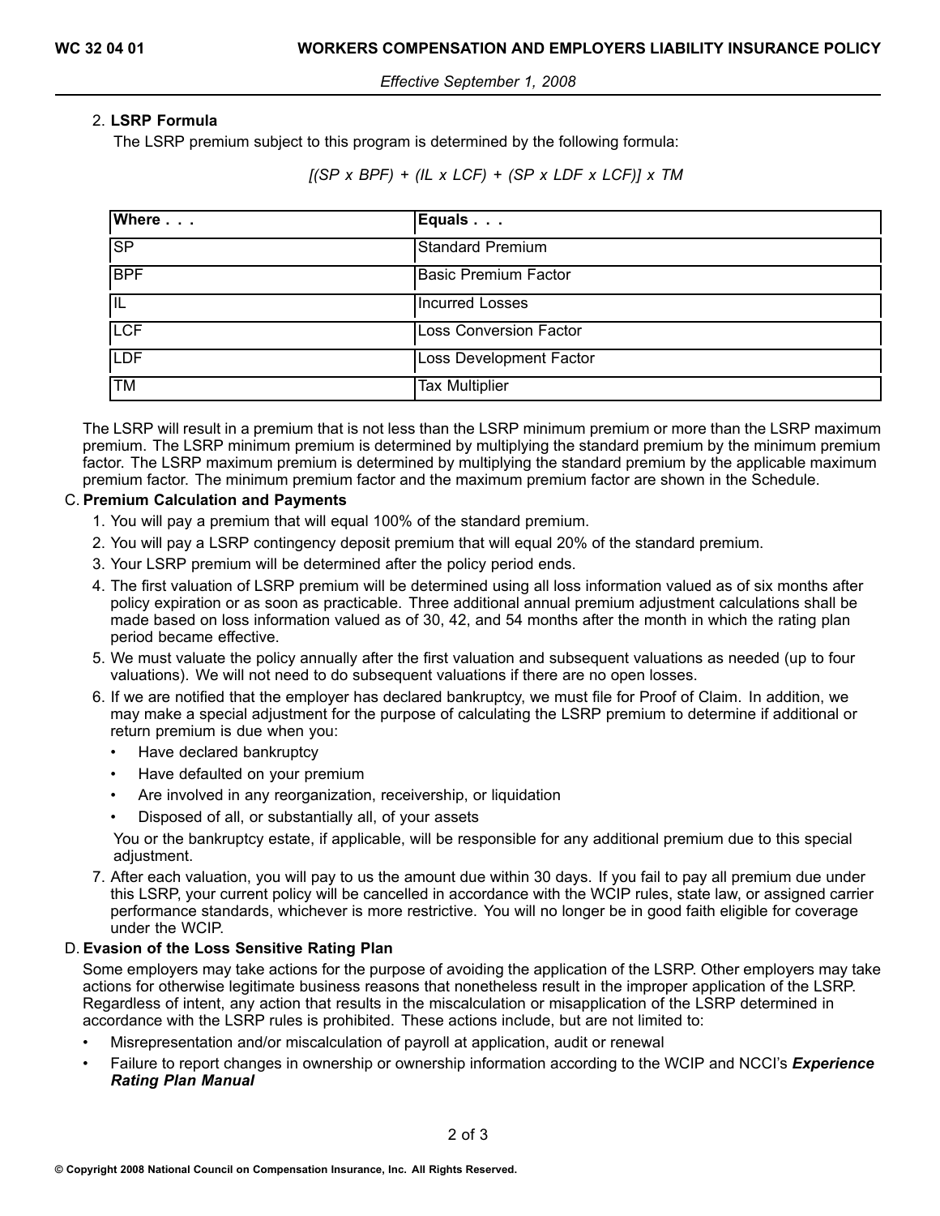2. **LSRP Formula**

The LSRP premium subject to this program is determined by the following formula:

$$[(SP \times BPF) + (IL \times LCF) + (SP \times LDF \times LCF)] \times TM$$

| Where . . . | Equals . . . |
|---|---|
| SP | Standard Premium |
| BPF | Basic Premium Factor |
| IL | Incurred Losses |
| LCF | Loss Conversion Factor |
| LDF | Loss Development Factor |
| TM | Tax Multiplier |

The LSRP will result in a premium that is not less than the LSRP minimum premium or more than the LSRP maximum premium. The LSRP minimum premium is determined by multiplying the standard premium by the minimum premium factor. The LSRP maximum premium is determined by multiplying the standard premium by the applicable maximum premium factor. The minimum premium factor and the maximum premium factor are shown in the Schedule.

C. **Premium Calculation and Payments**

1. You will pay a premium that will equal 100% of the standard premium.
2. You will pay a LSRP contingency deposit premium that will equal 20% of the standard premium.
3. Your LSRP premium will be determined after the policy period ends.
4. The first valuation of LSRP premium will be determined using all loss information valued as of six months after policy expiration or as soon as practicable. Three additional annual premium adjustment calculations shall be made based on loss information valued as of 30, 42, and 54 months after the month in which the rating plan period became effective.
5. We must valuate the policy annually after the first valuation and subsequent valuations as needed (up to four valuations). We will not need to do subsequent valuations if there are no open losses.
6. If we are notified that the employer has declared bankruptcy, we must file for Proof of Claim. In addition, we may make a special adjustment for the purpose of calculating the LSRP premium to determine if additional or return premium is due when you:
   - Have declared bankruptcy
   - Have defaulted on your premium
   - Are involved in any reorganization, receivership, or liquidation
   - Disposed of all, or substantially all, of your assets

   You or the bankruptcy estate, if applicable, will be responsible for any additional premium due to this special adjustment.
7. After each valuation, you will pay to us the amount due within 30 days. If you fail to pay all premium due under this LSRP, your current policy will be cancelled in accordance with the WCIP rules, state law, or assigned carrier performance standards, whichever is more restrictive. You will no longer be in good faith eligible for coverage under the WCIP.

D. **Evasion of the Loss Sensitive Rating Plan**

Some employers may take actions for the purpose of avoiding the application of the LSRP. Other employers may take actions for otherwise legitimate business reasons that nonetheless result in the improper application of the LSRP. Regardless of intent, any action that results in the miscalculation or misapplication of the LSRP determined in accordance with the LSRP rules is prohibited. These actions include, but are not limited to:

- Misrepresentation and/or miscalculation of payroll at application, audit or renewal
- Failure to report changes in ownership or ownership information according to the WCIP and NCCI's ***Experience Rating Plan Manual***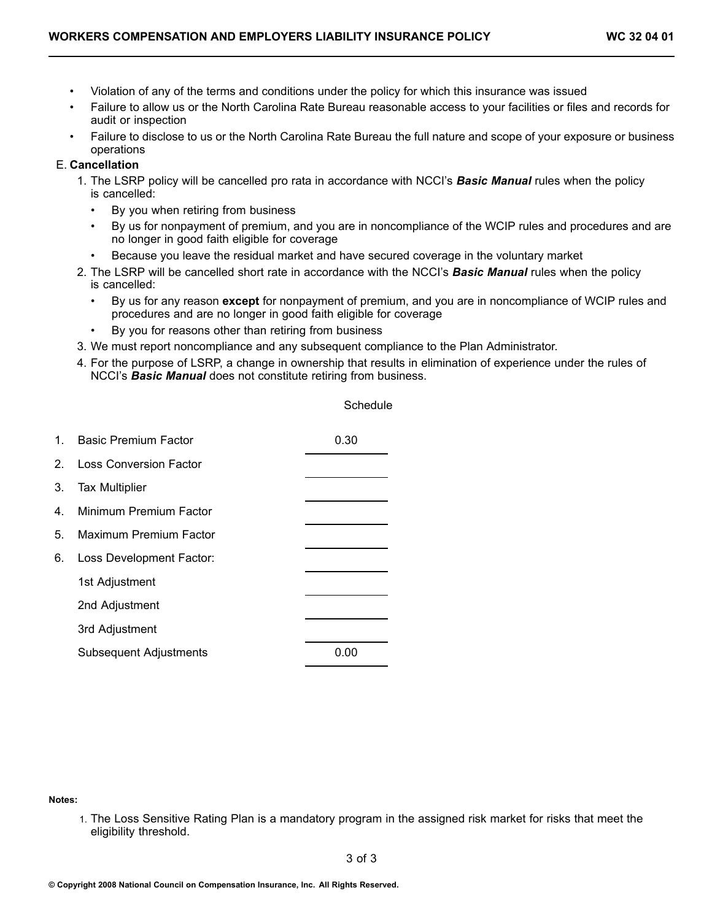- Violation of any of the terms and conditions under the policy for which this insurance was issued
- Failure to allow us or the North Carolina Rate Bureau reasonable access to your facilities or files and records for audit or inspection
- Failure to disclose to us or the North Carolina Rate Bureau the full nature and scope of your exposure or business operations

E. **Cancellation**

1. The LSRP policy will be cancelled pro rata in accordance with NCCI's ***Basic Manual*** rules when the policy is cancelled:
   - By you when retiring from business
   - By us for nonpayment of premium, and you are in noncompliance of the WCIP rules and procedures and are no longer in good faith eligible for coverage
   - Because you leave the residual market and have secured coverage in the voluntary market
2. The LSRP will be cancelled short rate in accordance with the NCCI's ***Basic Manual*** rules when the policy is cancelled:
   - By us for any reason **except** for nonpayment of premium, and you are in noncompliance of WCIP rules and procedures and are no longer in good faith eligible for coverage
   - By you for reasons other than retiring from business
3. We must report noncompliance and any subsequent compliance to the Plan Administrator.
4. For the purpose of LSRP, a change in ownership that results in elimination of experience under the rules of NCCI's ***Basic Manual*** does not constitute retiring from business.

Schedule

| | | |
|---|---|---|
| 1. | Basic Premium Factor | 0.30 |
| 2. | Loss Conversion Factor | |
| 3. | Tax Multiplier | |
| 4. | Minimum Premium Factor | |
| 5. | Maximum Premium Factor | |
| 6. | Loss Development Factor: | |
| | 1st Adjustment | |
| | 2nd Adjustment | |
| | 3rd Adjustment | |
| | Subsequent Adjustments | 0.00 |

**Notes:**

1. The Loss Sensitive Rating Plan is a mandatory program in the assigned risk market for risks that meet the eligibility threshold.

© Copyright 2008 National Council on Compensation Insurance, Inc. All Rights Reserved.